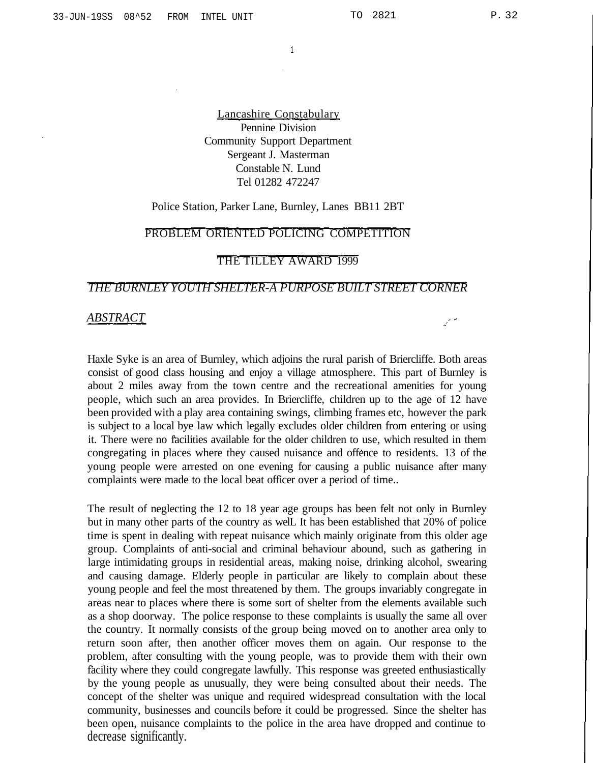Lancashire Constabulary
Pennine Division
Community Support Department
Sergeant J. Masterman
Constable N. Lund
Tel 01282 472247

Police Station, Parker Lane, Burnley, Lancs BB11 2BT

# PROBLEM ORIENTED POLICING COMPETITION

## THE TILLEY AWARD 1999

## *THE BURNLEY YOUTH SHELTER-A PURPOSE BUILT STREET CORNER*

### *ABSTRACT*

Haxle Syke is an area of Burnley, which adjoins the rural parish of Briercliffe. Both areas consist of good class housing and enjoy a village atmosphere. This part of Burnley is about 2 miles away from the town centre and the recreational amenities for young people, which such an area provides. In Briercliffe, children up to the age of 12 have been provided with a play area containing swings, climbing frames etc, however the park is subject to a local bye law which legally excludes older children from entering or using it. There were no facilities available for the older children to use, which resulted in them congregating in places where they caused nuisance and offence to residents. 13 of the young people were arrested on one evening for causing a public nuisance after many complaints were made to the local beat officer over a period of time..

The result of neglecting the 12 to 18 year age groups has been felt not only in Burnley but in many other parts of the country as well. It has been established that 20% of police time is spent in dealing with repeat nuisance which mainly originate from this older age group. Complaints of anti-social and criminal behaviour abound, such as gathering in large intimidating groups in residential areas, making noise, drinking alcohol, swearing and causing damage. Elderly people in particular are likely to complain about these young people and feel the most threatened by them. The groups invariably congregate in areas near to places where there is some sort of shelter from the elements available such as a shop doorway. The police response to these complaints is usually the same all over the country. It normally consists of the group being moved on to another area only to return soon after, then another officer moves them on again. Our response to the problem, after consulting with the young people, was to provide them with their own facility where they could congregate lawfully. This response was greeted enthusiastically by the young people as unusually, they were being consulted about their needs. The concept of the shelter was unique and required widespread consultation with the local community, businesses and councils before it could be progressed. Since the shelter has been open, nuisance complaints to the police in the area have dropped and continue to decrease significantly.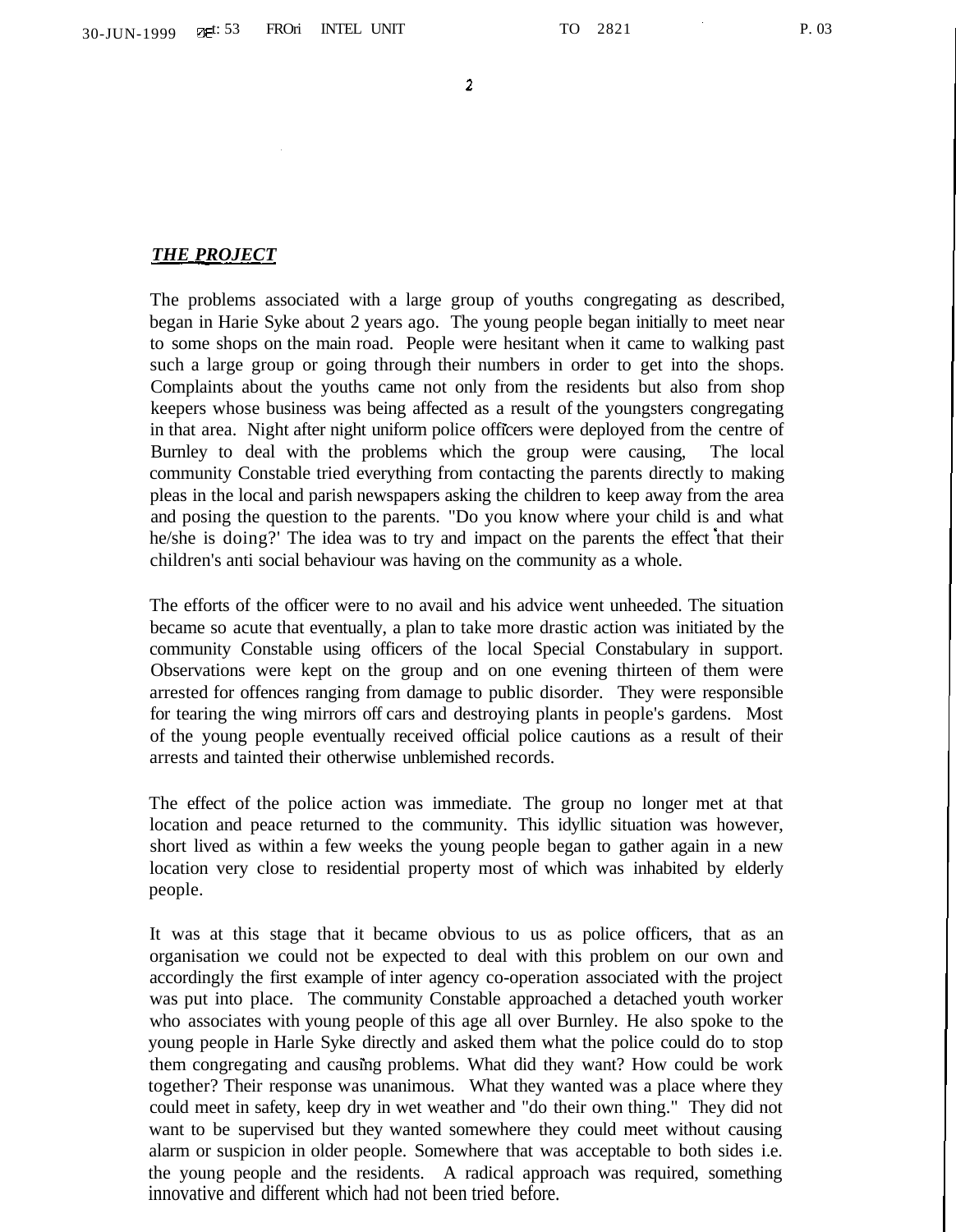***THE PROJECT***

The problems associated with a large group of youths congregating as described, began in Harie Syke about 2 years ago. The young people began initially to meet near to some shops on the main road. People were hesitant when it came to walking past such a large group or going through their numbers in order to get into the shops. Complaints about the youths came not only from the residents but also from shop keepers whose business was being affected as a result of the youngsters congregating in that area. Night after night uniform police officers were deployed from the centre of Burnley to deal with the problems which the group were causing, The local community Constable tried everything from contacting the parents directly to making pleas in the local and parish newspapers asking the children to keep away from the area and posing the question to the parents. "Do you know where your child is and what he/she is doing?' The idea was to try and impact on the parents the effect that their children's anti social behaviour was having on the community as a whole.

The efforts of the officer were to no avail and his advice went unheeded. The situation became so acute that eventually, a plan to take more drastic action was initiated by the community Constable using officers of the local Special Constabulary in support. Observations were kept on the group and on one evening thirteen of them were arrested for offences ranging from damage to public disorder. They were responsible for tearing the wing mirrors off cars and destroying plants in people's gardens. Most of the young people eventually received official police cautions as a result of their arrests and tainted their otherwise unblemished records.

The effect of the police action was immediate. The group no longer met at that location and peace returned to the community. This idyllic situation was however, short lived as within a few weeks the young people began to gather again in a new location very close to residential property most of which was inhabited by elderly people.

It was at this stage that it became obvious to us as police officers, that as an organisation we could not be expected to deal with this problem on our own and accordingly the first example of inter agency co-operation associated with the project was put into place. The community Constable approached a detached youth worker who associates with young people of this age all over Burnley. He also spoke to the young people in Harle Syke directly and asked them what the police could do to stop them congregating and causing problems. What did they want? How could be work together? Their response was unanimous. What they wanted was a place where they could meet in safety, keep dry in wet weather and "do their own thing." They did not want to be supervised but they wanted somewhere they could meet without causing alarm or suspicion in older people. Somewhere that was acceptable to both sides i.e. the young people and the residents. A radical approach was required, something innovative and different which had not been tried before.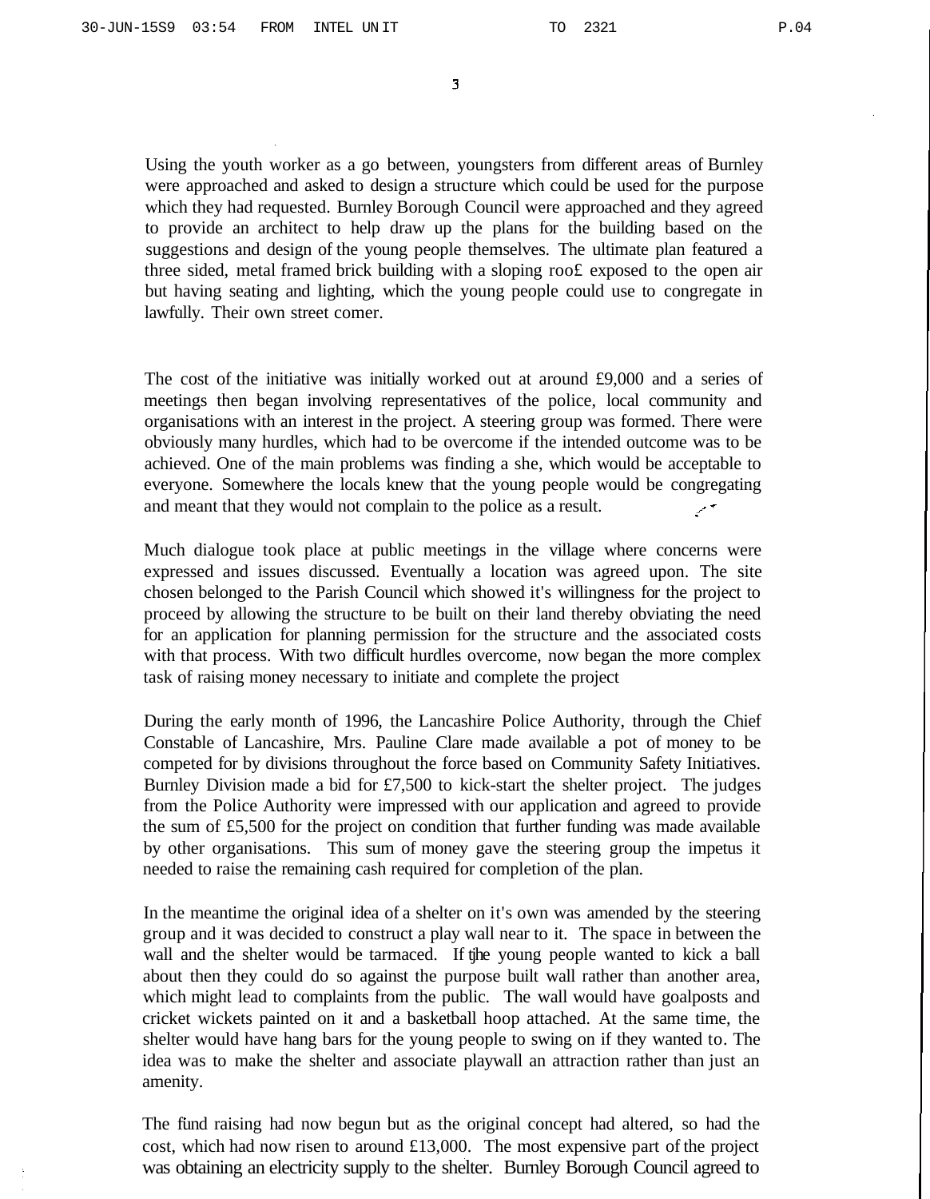Using the youth worker as a go between, youngsters from different areas of Burnley were approached and asked to design a structure which could be used for the purpose which they had requested. Burnley Borough Council were approached and they agreed to provide an architect to help draw up the plans for the building based on the suggestions and design of the young people themselves. The ultimate plan featured a three sided, metal framed brick building with a sloping roo£ exposed to the open air but having seating and lighting, which the young people could use to congregate in lawfully. Their own street comer.

The cost of the initiative was initially worked out at around £9,000 and a series of meetings then began involving representatives of the police, local community and organisations with an interest in the project. A steering group was formed. There were obviously many hurdles, which had to be overcome if the intended outcome was to be achieved. One of the main problems was finding a she, which would be acceptable to everyone. Somewhere the locals knew that the young people would be congregating and meant that they would not complain to the police as a result.

Much dialogue took place at public meetings in the village where concerns were expressed and issues discussed. Eventually a location was agreed upon. The site chosen belonged to the Parish Council which showed it's willingness for the project to proceed by allowing the structure to be built on their land thereby obviating the need for an application for planning permission for the structure and the associated costs with that process. With two difficult hurdles overcome, now began the more complex task of raising money necessary to initiate and complete the project

During the early month of 1996, the Lancashire Police Authority, through the Chief Constable of Lancashire, Mrs. Pauline Clare made available a pot of money to be competed for by divisions throughout the force based on Community Safety Initiatives. Burnley Division made a bid for £7,500 to kick-start the shelter project. The judges from the Police Authority were impressed with our application and agreed to provide the sum of £5,500 for the project on condition that further funding was made available by other organisations. This sum of money gave the steering group the impetus it needed to raise the remaining cash required for completion of the plan.

In the meantime the original idea of a shelter on it's own was amended by the steering group and it was decided to construct a play wall near to it. The space in between the wall and the shelter would be tarmaced. If tjhe young people wanted to kick a ball about then they could do so against the purpose built wall rather than another area, which might lead to complaints from the public. The wall would have goalposts and cricket wickets painted on it and a basketball hoop attached. At the same time, the shelter would have hang bars for the young people to swing on if they wanted to. The idea was to make the shelter and associate playwall an attraction rather than just an amenity.

The fund raising had now begun but as the original concept had altered, so had the cost, which had now risen to around £13,000. The most expensive part of the project was obtaining an electricity supply to the shelter. Burnley Borough Council agreed to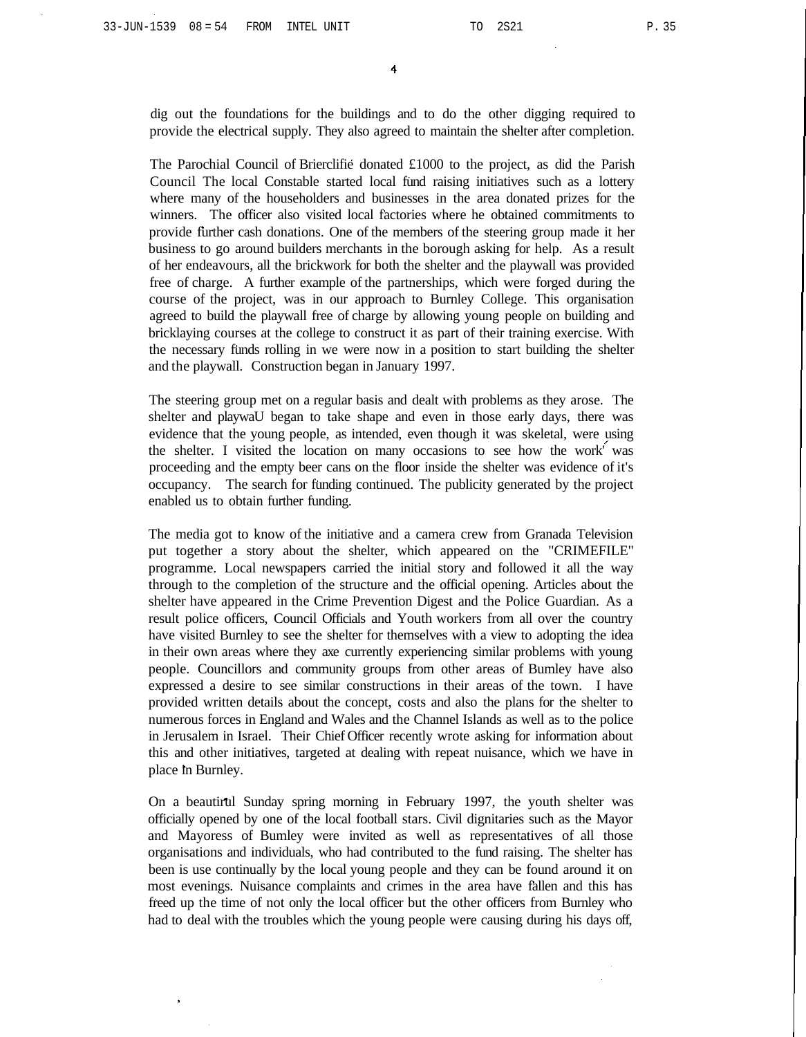dig out the foundations for the buildings and to do the other digging required to provide the electrical supply. They also agreed to maintain the shelter after completion.

The Parochial Council of Briercliffé donated £1000 to the project, as did the Parish Council The local Constable started local fund raising initiatives such as a lottery where many of the householders and businesses in the area donated prizes for the winners. The officer also visited local factories where he obtained commitments to provide further cash donations. One of the members of the steering group made it her business to go around builders merchants in the borough asking for help. As a result of her endeavours, all the brickwork for both the shelter and the playwall was provided free of charge. A further example of the partnerships, which were forged during the course of the project, was in our approach to Burnley College. This organisation agreed to build the playwall free of charge by allowing young people on building and bricklaying courses at the college to construct it as part of their training exercise. With the necessary funds rolling in we were now in a position to start building the shelter and the playwall. Construction began in January 1997.

The steering group met on a regular basis and dealt with problems as they arose. The shelter and playwaU began to take shape and even in those early days, there was evidence that the young people, as intended, even though it was skeletal, were using the shelter. I visited the location on many occasions to see how the work was proceeding and the empty beer cans on the floor inside the shelter was evidence of it's occupancy. The search for funding continued. The publicity generated by the project enabled us to obtain further funding.

The media got to know of the initiative and a camera crew from Granada Television put together a story about the shelter, which appeared on the "CRIMEFILE" programme. Local newspapers carried the initial story and followed it all the way through to the completion of the structure and the official opening. Articles about the shelter have appeared in the Crime Prevention Digest and the Police Guardian. As a result police officers, Council Officials and Youth workers from all over the country have visited Burnley to see the shelter for themselves with a view to adopting the idea in their own areas where they axe currently experiencing similar problems with young people. Councillors and community groups from other areas of Bumley have also expressed a desire to see similar constructions in their areas of the town. I have provided written details about the concept, costs and also the plans for the shelter to numerous forces in England and Wales and the Channel Islands as well as to the police in Jerusalem in Israel. Their Chief Officer recently wrote asking for information about this and other initiatives, targeted at dealing with repeat nuisance, which we have in place In Burnley.

On a beautiful Sunday spring morning in February 1997, the youth shelter was officially opened by one of the local football stars. Civil dignitaries such as the Mayor and Mayoress of Bumley were invited as well as representatives of all those organisations and individuals, who had contributed to the fund raising. The shelter has been is use continually by the local young people and they can be found around it on most evenings. Nuisance complaints and crimes in the area have fallen and this has freed up the time of not only the local officer but the other officers from Burnley who had to deal with the troubles which the young people were causing during his days off,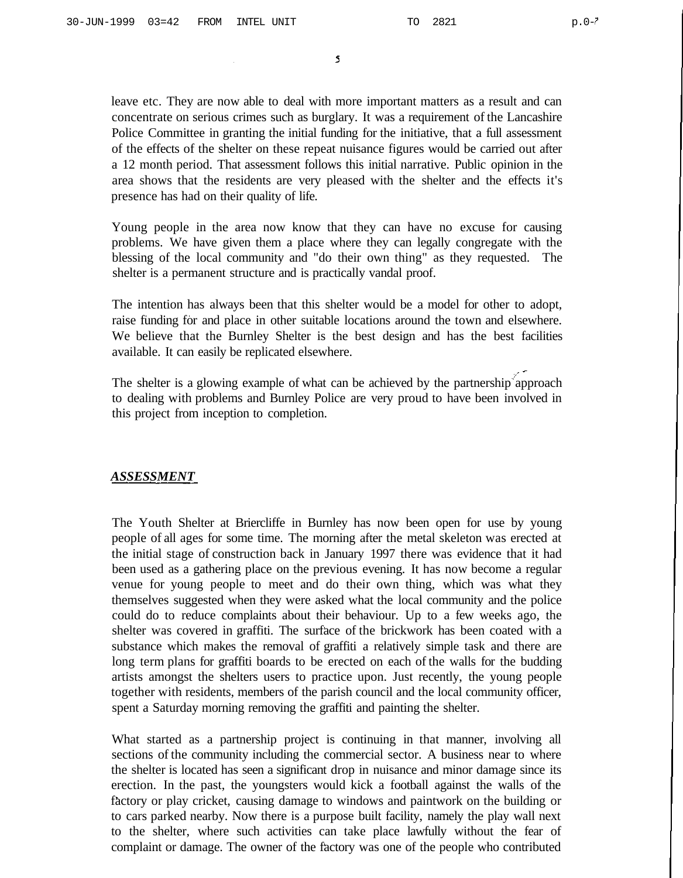leave etc. They are now able to deal with more important matters as a result and can concentrate on serious crimes such as burglary. It was a requirement of the Lancashire Police Committee in granting the initial funding for the initiative, that a full assessment of the effects of the shelter on these repeat nuisance figures would be carried out after a 12 month period. That assessment follows this initial narrative. Public opinion in the area shows that the residents are very pleased with the shelter and the effects it's presence has had on their quality of life.

Young people in the area now know that they can have no excuse for causing problems. We have given them a place where they can legally congregate with the blessing of the local community and "do their own thing" as they requested. The shelter is a permanent structure and is practically vandal proof.

The intention has always been that this shelter would be a model for other to adopt, raise funding for and place in other suitable locations around the town and elsewhere. We believe that the Burnley Shelter is the best design and has the best facilities available. It can easily be replicated elsewhere.

The shelter is a glowing example of what can be achieved by the partnership approach to dealing with problems and Burnley Police are very proud to have been involved in this project from inception to completion.

***ASSESSMENT***

The Youth Shelter at Briercliffe in Burnley has now been open for use by young people of all ages for some time. The morning after the metal skeleton was erected at the initial stage of construction back in January 1997 there was evidence that it had been used as a gathering place on the previous evening. It has now become a regular venue for young people to meet and do their own thing, which was what they themselves suggested when they were asked what the local community and the police could do to reduce complaints about their behaviour. Up to a few weeks ago, the shelter was covered in graffiti. The surface of the brickwork has been coated with a substance which makes the removal of graffiti a relatively simple task and there are long term plans for graffiti boards to be erected on each of the walls for the budding artists amongst the shelters users to practice upon. Just recently, the young people together with residents, members of the parish council and the local community officer, spent a Saturday morning removing the graffiti and painting the shelter.

What started as a partnership project is continuing in that manner, involving all sections of the community including the commercial sector. A business near to where the shelter is located has seen a significant drop in nuisance and minor damage since its erection. In the past, the youngsters would kick a football against the walls of the factory or play cricket, causing damage to windows and paintwork on the building or to cars parked nearby. Now there is a purpose built facility, namely the play wall next to the shelter, where such activities can take place lawfully without the fear of complaint or damage. The owner of the factory was one of the people who contributed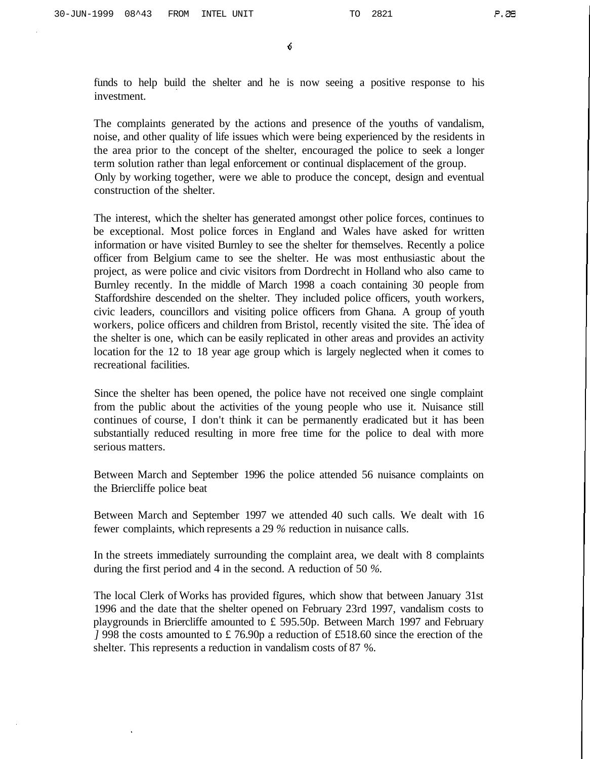funds to help build the shelter and he is now seeing a positive response to his investment.

The complaints generated by the actions and presence of the youths of vandalism, noise, and other quality of life issues which were being experienced by the residents in the area prior to the concept of the shelter, encouraged the police to seek a longer term solution rather than legal enforcement or continual displacement of the group. Only by working together, were we able to produce the concept, design and eventual construction of the shelter.

The interest, which the shelter has generated amongst other police forces, continues to be exceptional. Most police forces in England and Wales have asked for written information or have visited Burnley to see the shelter for themselves. Recently a police officer from Belgium came to see the shelter. He was most enthusiastic about the project, as were police and civic visitors from Dordrecht in Holland who also came to Burnley recently. In the middle of March 1998 a coach containing 30 people from Staffordshire descended on the shelter. They included police officers, youth workers, civic leaders, councillors and visiting police officers from Ghana. A group of youth workers, police officers and children from Bristol, recently visited the site. The idea of the shelter is one, which can be easily replicated in other areas and provides an activity location for the 12 to 18 year age group which is largely neglected when it comes to recreational facilities.

Since the shelter has been opened, the police have not received one single complaint from the public about the activities of the young people who use it. Nuisance still continues of course, I don't think it can be permanently eradicated but it has been substantially reduced resulting in more free time for the police to deal with more serious matters.

Between March and September 1996 the police attended 56 nuisance complaints on the Briercliffe police beat

Between March and September 1997 we attended 40 such calls. We dealt with 16 fewer complaints, which represents a 29 % reduction in nuisance calls.

In the streets immediately surrounding the complaint area, we dealt with 8 complaints during the first period and 4 in the second. A reduction of 50 %.

The local Clerk of Works has provided figures, which show that between January 31st 1996 and the date that the shelter opened on February 23rd 1997, vandalism costs to playgrounds in Briercliffe amounted to £ 595.50p. Between March 1997 and February 1998 the costs amounted to £ 76.90p a reduction of £518.60 since the erection of the shelter. This represents a reduction in vandalism costs of 87 %.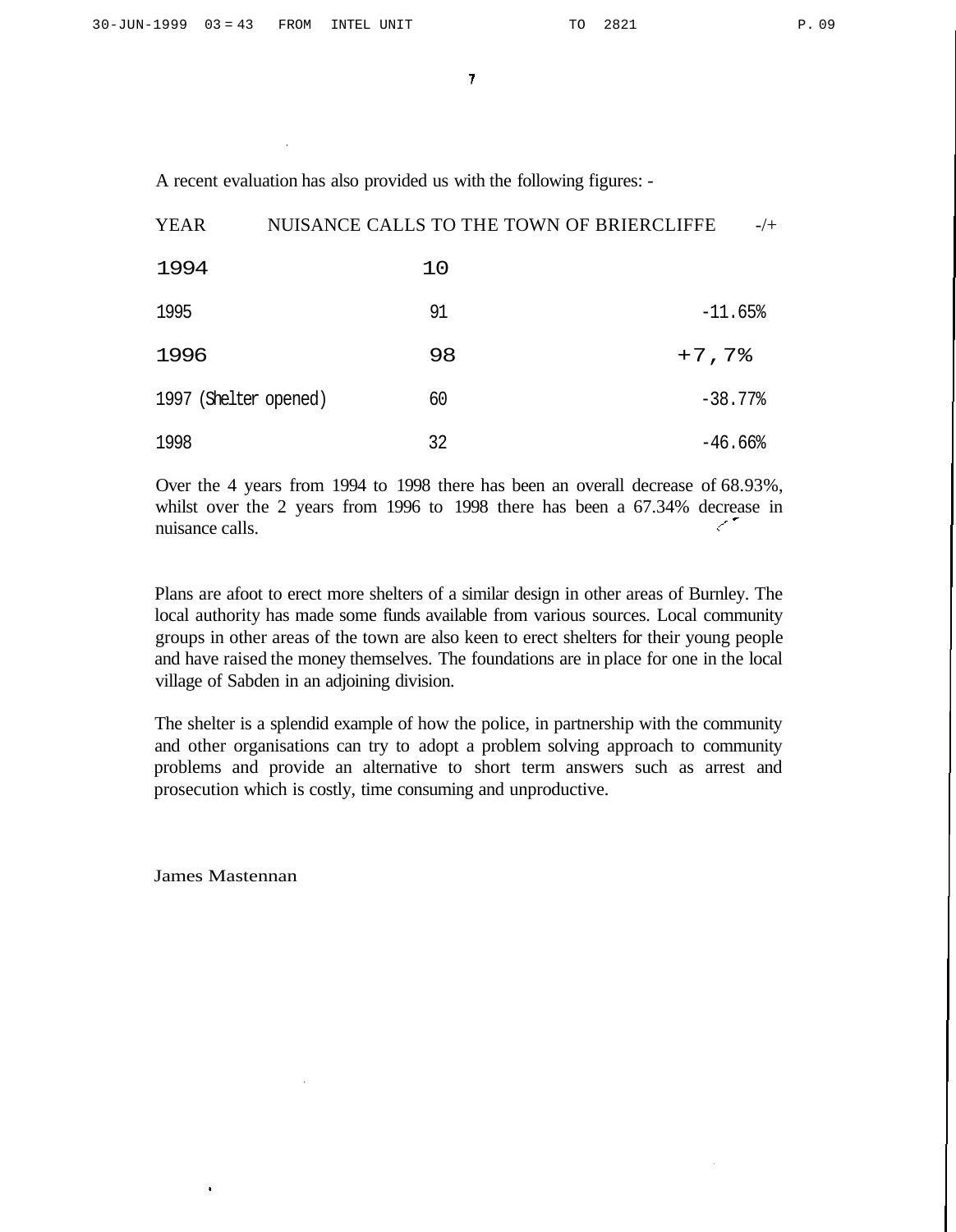A recent evaluation has also provided us with the following figures: -

| YEAR | NUISANCE CALLS TO THE TOWN OF BRIERCLIFFE | -/+ |
|---|---|---|
| 1994 | 10 | |
| 1995 | 91 | -11.65% |
| 1996 | 98 | +7,7% |
| 1997 (Shelter opened) | 60 | -38.77% |
| 1998 | 32 | -46.66% |

Over the 4 years from 1994 to 1998 there has been an overall decrease of 68.93%, whilst over the 2 years from 1996 to 1998 there has been a 67.34% decrease in nuisance calls.

Plans are afoot to erect more shelters of a similar design in other areas of Burnley. The local authority has made some funds available from various sources. Local community groups in other areas of the town are also keen to erect shelters for their young people and have raised the money themselves. The foundations are in place for one in the local village of Sabden in an adjoining division.

The shelter is a splendid example of how the police, in partnership with the community and other organisations can try to adopt a problem solving approach to community problems and provide an alternative to short term answers such as arrest and prosecution which is costly, time consuming and unproductive.

James Mastennan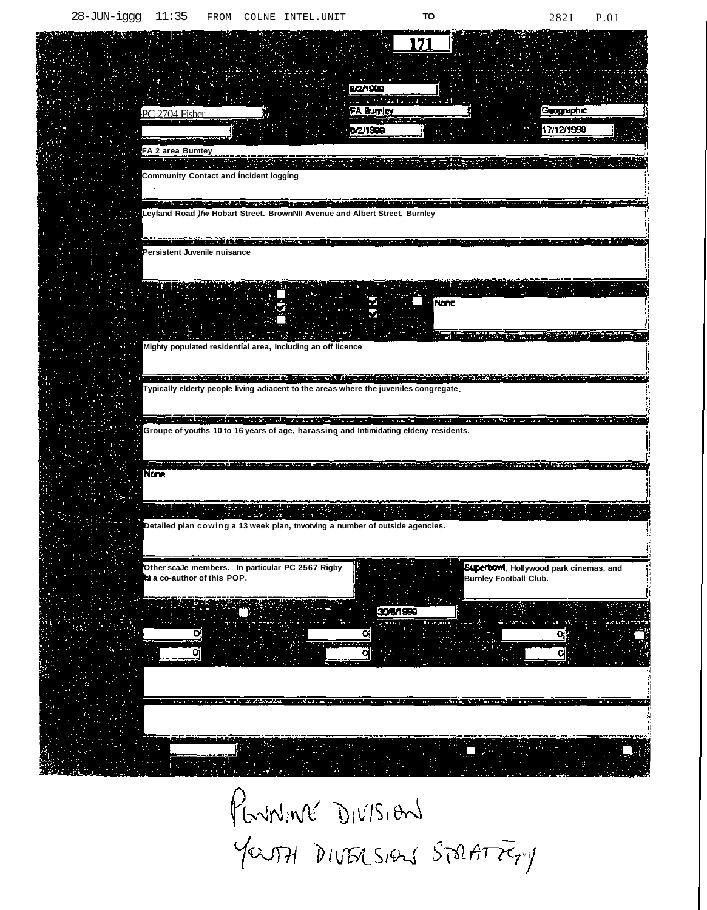28-JUN-iggg 11:35 FROM COLNE INTEL.UNIT TO 2821 P.01

**171**

8/2/1999

PC 2704 Fisher

FA Burnley

Geographic

8/2/1999

17/12/1998

FA 2 area Bumtey

Community Contact and incident logging.

Leyfand Road )fw Hobart Street. BrownNll Avenue and Albert Street, Burnley

Persistent Juvenile nuisance

None

Mighty populated residential area, Including an off licence

Typically elderty people living adiacent to the areas where the juveniles congregate.

Groupe of youths 10 to 16 years of age, harassing and Intimidating efdeny residents.

None

Detailed plan cowing a 13 week plan, tnvotvlng a number of outside agencies.

Other scaJe members. In particular PC 2567 Rigby is a co-author of this POP.

Superbowl, Hollywood park cinemas, and Burnley Football Club.

30/6/1999

0

0

0

0

0

0

PLANNING DIVISION
YOUTH DIVERSION STRATEGY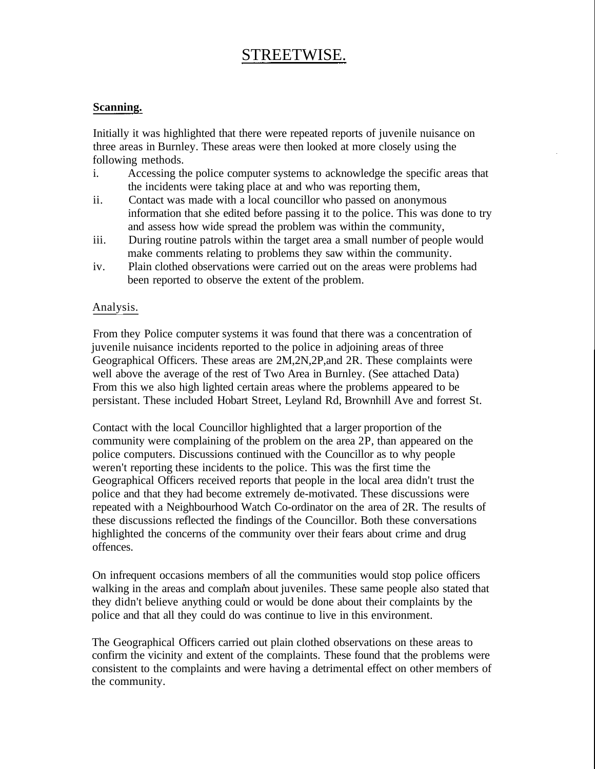# STREETWISE.

**Scanning.**

Initially it was highlighted that there were repeated reports of juvenile nuisance on three areas in Burnley. These areas were then looked at more closely using the following methods.

i. Accessing the police computer systems to acknowledge the specific areas that the incidents were taking place at and who was reporting them,

ii. Contact was made with a local councillor who passed on anonymous information that she edited before passing it to the police. This was done to try and assess how wide spread the problem was within the community,

iii. During routine patrols within the target area a small number of people would make comments relating to problems they saw within the community.

iv. Plain clothed observations were carried out on the areas were problems had been reported to observe the extent of the problem.

Analysis.

From they Police computer systems it was found that there was a concentration of juvenile nuisance incidents reported to the police in adjoining areas of three Geographical Officers. These areas are 2M,2N,2P,and 2R. These complaints were well above the average of the rest of Two Area in Burnley. (See attached Data) From this we also high lighted certain areas where the problems appeared to be persistant. These included Hobart Street, Leyland Rd, Brownhill Ave and forrest St.

Contact with the local Councillor highlighted that a larger proportion of the community were complaining of the problem on the area 2P, than appeared on the police computers. Discussions continued with the Councillor as to why people weren't reporting these incidents to the police. This was the first time the Geographical Officers received reports that people in the local area didn't trust the police and that they had become extremely de-motivated. These discussions were repeated with a Neighbourhood Watch Co-ordinator on the area of 2R. The results of these discussions reflected the findings of the Councillor. Both these conversations highlighted the concerns of the community over their fears about crime and drug offences.

On infrequent occasions members of all the communities would stop police officers walking in the areas and complain about juveniles. These same people also stated that they didn't believe anything could or would be done about their complaints by the police and that all they could do was continue to live in this environment.

The Geographical Officers carried out plain clothed observations on these areas to confirm the vicinity and extent of the complaints. These found that the problems were consistent to the complaints and were having a detrimental effect on other members of the community.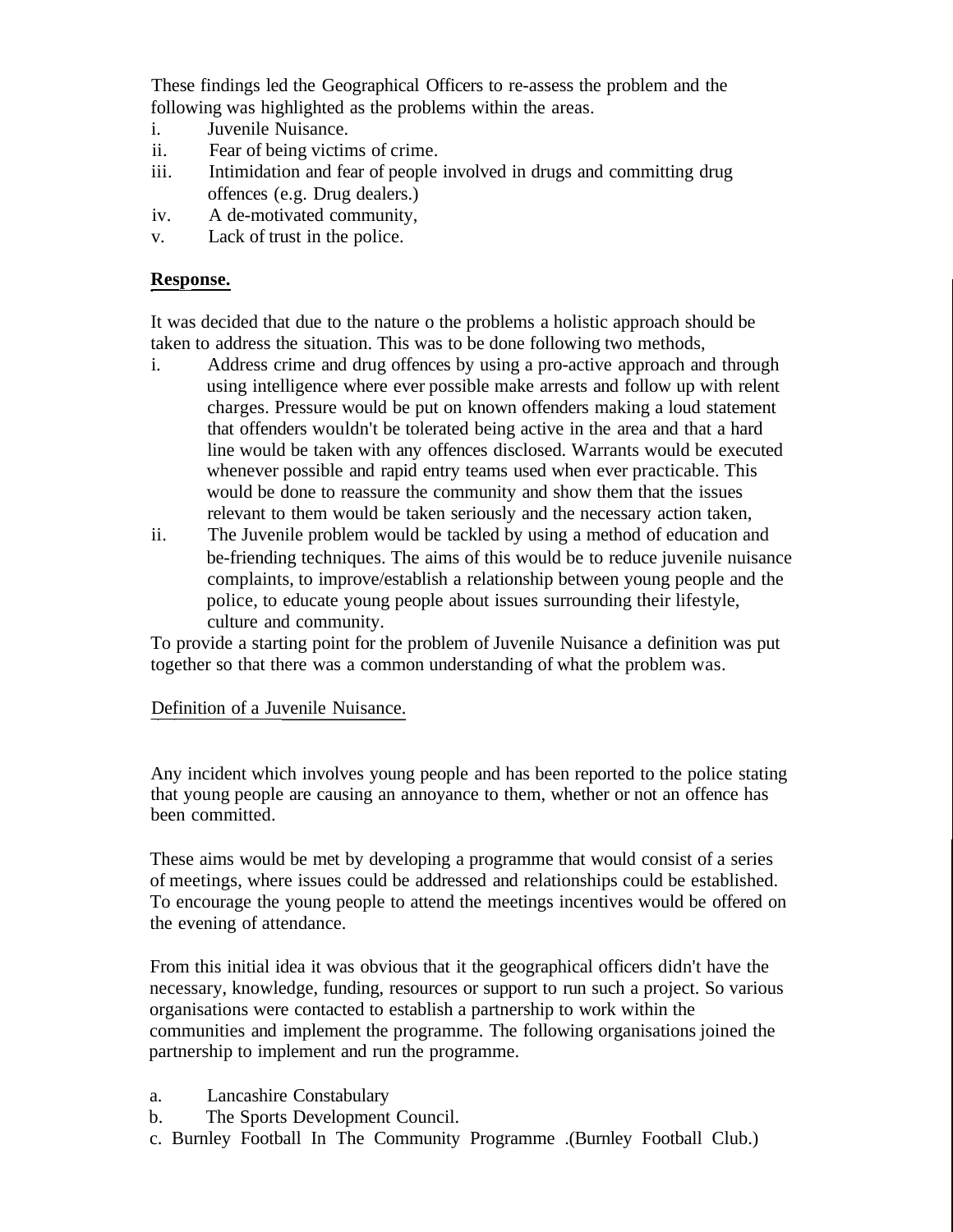These findings led the Geographical Officers to re-assess the problem and the following was highlighted as the problems within the areas.

i. Juvenile Nuisance.
ii. Fear of being victims of crime.
iii. Intimidation and fear of people involved in drugs and committing drug offences (e.g. Drug dealers.)
iv. A de-motivated community,
v. Lack of trust in the police.

**Response.**

It was decided that due to the nature o the problems a holistic approach should be taken to address the situation. This was to be done following two methods,

i. Address crime and drug offences by using a pro-active approach and through using intelligence where ever possible make arrests and follow up with relent charges. Pressure would be put on known offenders making a loud statement that offenders wouldn't be tolerated being active in the area and that a hard line would be taken with any offences disclosed. Warrants would be executed whenever possible and rapid entry teams used when ever practicable. This would be done to reassure the community and show them that the issues relevant to them would be taken seriously and the necessary action taken,
ii. The Juvenile problem would be tackled by using a method of education and be-friending techniques. The aims of this would be to reduce juvenile nuisance complaints, to improve/establish a relationship between young people and the police, to educate young people about issues surrounding their lifestyle, culture and community.

To provide a starting point for the problem of Juvenile Nuisance a definition was put together so that there was a common understanding of what the problem was.

Definition of a Juvenile Nuisance.

Any incident which involves young people and has been reported to the police stating that young people are causing an annoyance to them, whether or not an offence has been committed.

These aims would be met by developing a programme that would consist of a series of meetings, where issues could be addressed and relationships could be established. To encourage the young people to attend the meetings incentives would be offered on the evening of attendance.

From this initial idea it was obvious that it the geographical officers didn't have the necessary, knowledge, funding, resources or support to run such a project. So various organisations were contacted to establish a partnership to work within the communities and implement the programme. The following organisations joined the partnership to implement and run the programme.

a. Lancashire Constabulary
b. The Sports Development Council.
c. Burnley Football In The Community Programme .(Burnley Football Club.)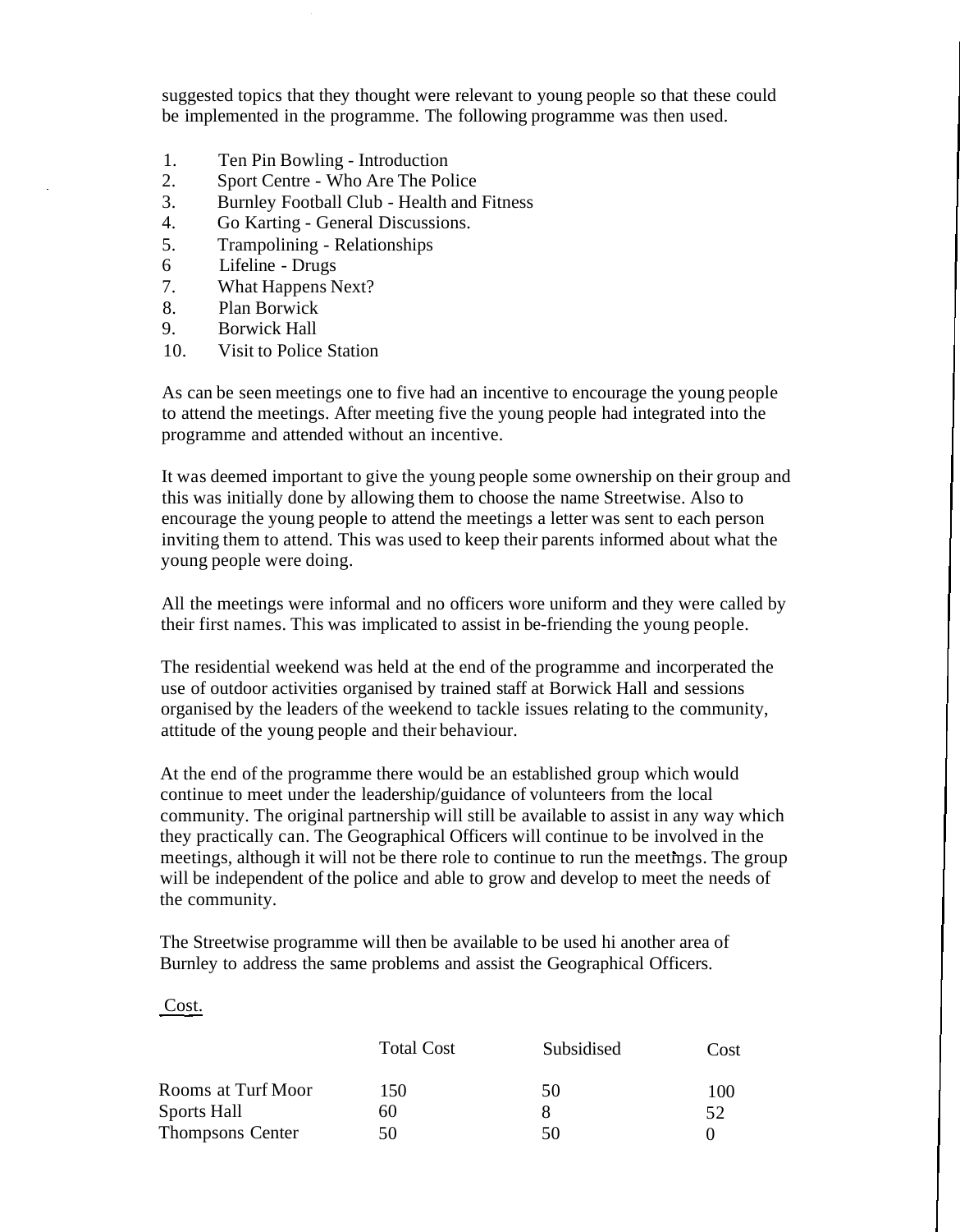suggested topics that they thought were relevant to young people so that these could be implemented in the programme. The following programme was then used.

1. Ten Pin Bowling - Introduction
2. Sport Centre - Who Are The Police
3. Burnley Football Club - Health and Fitness
4. Go Karting - General Discussions.
5. Trampolining - Relationships
6. Lifeline - Drugs
7. What Happens Next?
8. Plan Borwick
9. Borwick Hall
10. Visit to Police Station

As can be seen meetings one to five had an incentive to encourage the young people to attend the meetings. After meeting five the young people had integrated into the programme and attended without an incentive.

It was deemed important to give the young people some ownership on their group and this was initially done by allowing them to choose the name Streetwise. Also to encourage the young people to attend the meetings a letter was sent to each person inviting them to attend. This was used to keep their parents informed about what the young people were doing.

All the meetings were informal and no officers wore uniform and they were called by their first names. This was implicated to assist in be-friending the young people.

The residential weekend was held at the end of the programme and incorperated the use of outdoor activities organised by trained staff at Borwick Hall and sessions organised by the leaders of the weekend to tackle issues relating to the community, attitude of the young people and their behaviour.

At the end of the programme there would be an established group which would continue to meet under the leadership/guidance of volunteers from the local community. The original partnership will still be available to assist in any way which they practically can. The Geographical Officers will continue to be involved in the meetings, although it will not be there role to continue to run the meetings. The group will be independent of the police and able to grow and develop to meet the needs of the community.

The Streetwise programme will then be available to be used hi another area of Burnley to address the same problems and assist the Geographical Officers.

Cost.

| | Total Cost | Subsidised | Cost |
|---|---|---|---|
| Rooms at Turf Moor | 150 | 50 | 100 |
| Sports Hall | 60 | 8 | 52 |
| Thompsons Center | 50 | 50 | 0 |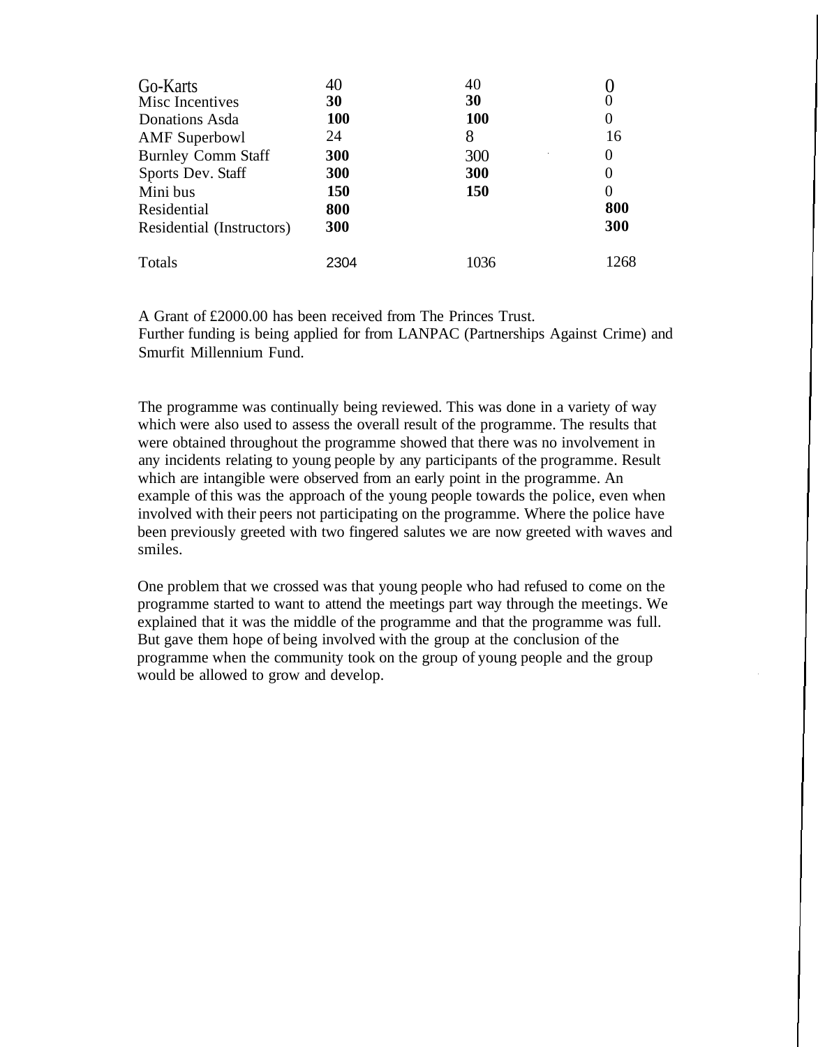| | | | |
|---|---|---|---|
| Go-Karts | 40 | 40 | 0 |
| Misc Incentives | **30** | **30** | 0 |
| Donations Asda | **100** | **100** | 0 |
| AMF Superbowl | 24 | 8 | 16 |
| Burnley Comm Staff | **300** | 300 | 0 |
| Sports Dev. Staff | **300** | **300** | 0 |
| Mini bus | **150** | **150** | 0 |
| Residential | **800** | | **800** |
| Residential (Instructors) | **300** | | **300** |
| Totals | 2304 | 1036 | 1268 |

A Grant of £2000.00 has been received from The Princes Trust.
Further funding is being applied for from LANPAC (Partnerships Against Crime) and Smurfit Millennium Fund.

The programme was continually being reviewed. This was done in a variety of way which were also used to assess the overall result of the programme. The results that were obtained throughout the programme showed that there was no involvement in any incidents relating to young people by any participants of the programme. Result which are intangible were observed from an early point in the programme. An example of this was the approach of the young people towards the police, even when involved with their peers not participating on the programme. Where the police have been previously greeted with two fingered salutes we are now greeted with waves and smiles.

One problem that we crossed was that young people who had refused to come on the programme started to want to attend the meetings part way through the meetings. We explained that it was the middle of the programme and that the programme was full. But gave them hope of being involved with the group at the conclusion of the programme when the community took on the group of young people and the group would be allowed to grow and develop.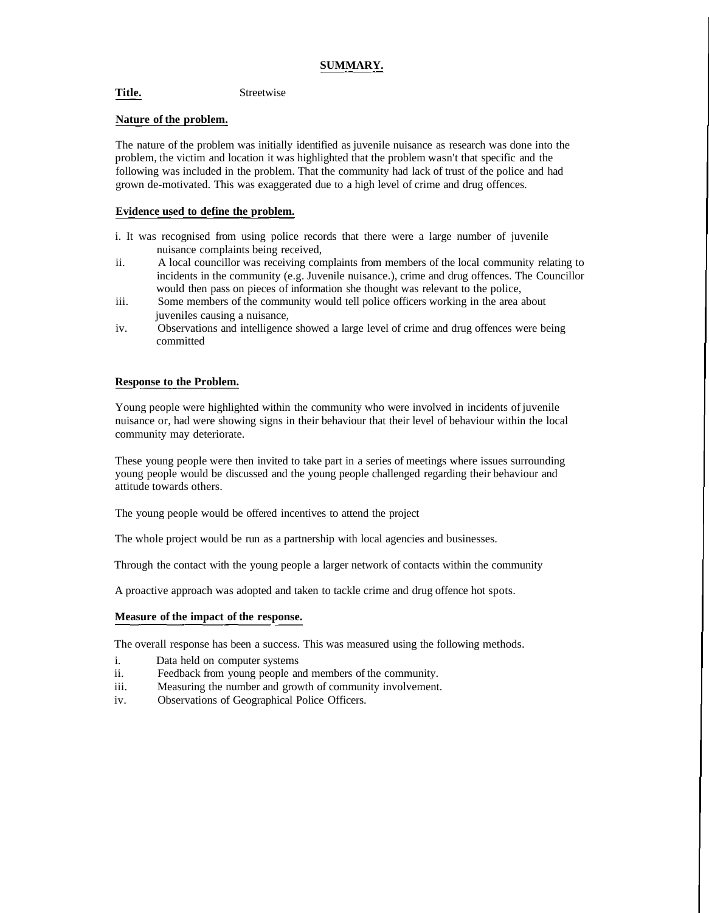## SUMMARY.

**Title.** Streetwise

**Nature of the problem.**

The nature of the problem was initially identified as juvenile nuisance as research was done into the problem, the victim and location it was highlighted that the problem wasn't that specific and the following was included in the problem. That the community had lack of trust of the police and had grown de-motivated. This was exaggerated due to a high level of crime and drug offences.

**Evidence used to define the problem.**

i. It was recognised from using police records that there were a large number of juvenile nuisance complaints being received,

ii. A local councillor was receiving complaints from members of the local community relating to incidents in the community (e.g. Juvenile nuisance.), crime and drug offences. The Councillor would then pass on pieces of information she thought was relevant to the police,

iii. Some members of the community would tell police officers working in the area about juveniles causing a nuisance,

iv. Observations and intelligence showed a large level of crime and drug offences were being committed

**Response to the Problem.**

Young people were highlighted within the community who were involved in incidents of juvenile nuisance or, had were showing signs in their behaviour that their level of behaviour within the local community may deteriorate.

These young people were then invited to take part in a series of meetings where issues surrounding young people would be discussed and the young people challenged regarding their behaviour and attitude towards others.

The young people would be offered incentives to attend the project

The whole project would be run as a partnership with local agencies and businesses.

Through the contact with the young people a larger network of contacts within the community

A proactive approach was adopted and taken to tackle crime and drug offence hot spots.

**Measure of the impact of the response.**

The overall response has been a success. This was measured using the following methods.

i. Data held on computer systems

ii. Feedback from young people and members of the community.

iii. Measuring the number and growth of community involvement.

iv. Observations of Geographical Police Officers.